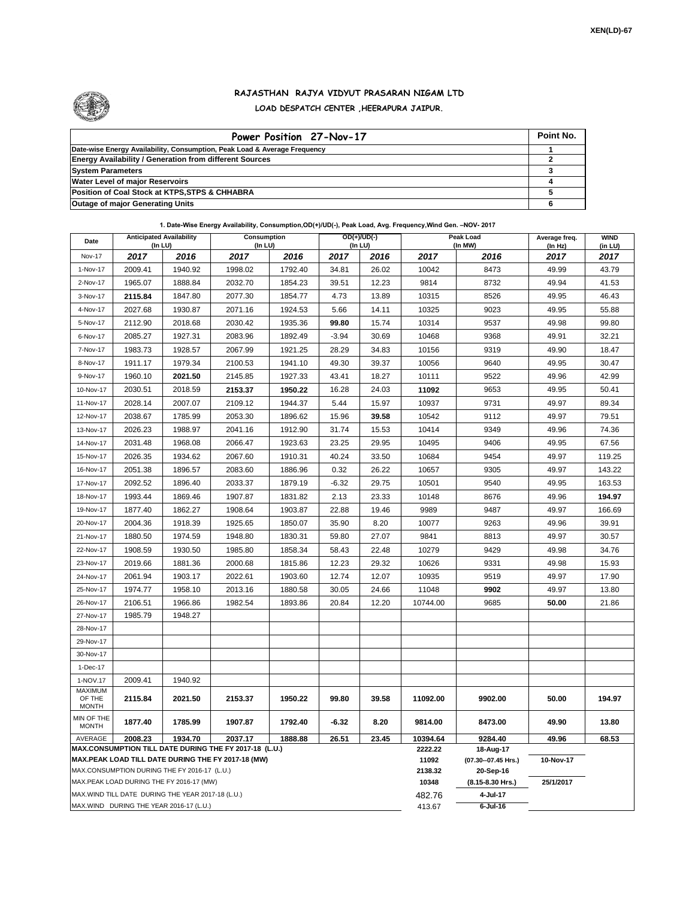XEN(LD)-67

# RAJASTHAN RAJYA VIDYUT PRASARAN NIGAM LTD

## LOAD DESPATCH CENTER ,HEERAPURA JAIPUR.

| Power Position 27-Nov-17 | Point No. |
|---|---|
| Date-wise Energy Availability, Consumption, Peak Load & Average Frequency | 1 |
| Energy Availability / Generation from different Sources | 2 |
| System Parameters | 3 |
| Water Level of major Reservoirs | 4 |
| Position of Coal Stock at KTPS,STPS & CHHABRA | 5 |
| Outage of major Generating Units | 6 |

**1. Date-Wise Energy Availability, Consumption,OD(+)/UD(-), Peak Load, Avg. Frequency,Wind Gen. –NOV- 2017**

| Date | Anticipated Availability (In LU) | | Consumption (In LU) | | OD(+)/UD(-) (In LU) | | Peak Load (In MW) | | Average freq. (In Hz) | WIND (in LU) |
|---|---|---|---|---|---|---|---|---|---|---|
| Nov-17 | 2017 | 2016 | 2017 | 2016 | 2017 | 2016 | 2017 | 2016 | 2017 | 2017 |
| 1-Nov-17 | 2009.41 | 1940.92 | 1998.02 | 1792.40 | 34.81 | 26.02 | 10042 | 8473 | 49.99 | 43.79 |
| 2-Nov-17 | 1965.07 | 1888.84 | 2032.70 | 1854.23 | 39.51 | 12.23 | 9814 | 8732 | 49.94 | 41.53 |
| 3-Nov-17 | **2115.84** | 1847.80 | 2077.30 | 1854.77 | 4.73 | 13.89 | 10315 | 8526 | 49.95 | 46.43 |
| 4-Nov-17 | 2027.68 | 1930.87 | 2071.16 | 1924.53 | 5.66 | 14.11 | 10325 | 9023 | 49.95 | 55.88 |
| 5-Nov-17 | 2112.90 | 2018.68 | 2030.42 | 1935.36 | **99.80** | 15.74 | 10314 | 9537 | 49.98 | 99.80 |
| 6-Nov-17 | 2085.27 | 1927.31 | 2083.96 | 1892.49 | -3.94 | 30.69 | 10468 | 9368 | 49.91 | 32.21 |
| 7-Nov-17 | 1983.73 | 1928.57 | 2067.99 | 1921.25 | 28.29 | 34.83 | 10156 | 9319 | 49.90 | 18.47 |
| 8-Nov-17 | 1911.17 | 1979.34 | 2100.53 | 1941.10 | 49.30 | 39.37 | 10056 | 9640 | 49.95 | 30.47 |
| 9-Nov-17 | 1960.10 | **2021.50** | 2145.85 | 1927.33 | 43.41 | 18.27 | 10111 | 9522 | 49.96 | 42.99 |
| 10-Nov-17 | 2030.51 | 2018.59 | **2153.37** | **1950.22** | 16.28 | 24.03 | **11092** | 9653 | 49.95 | 50.41 |
| 11-Nov-17 | 2028.14 | 2007.07 | 2109.12 | 1944.37 | 5.44 | 15.97 | 10937 | 9731 | 49.97 | 89.34 |
| 12-Nov-17 | 2038.67 | 1785.99 | 2053.30 | 1896.62 | 15.96 | **39.58** | 10542 | 9112 | 49.97 | 79.51 |
| 13-Nov-17 | 2026.23 | 1988.97 | 2041.16 | 1912.90 | 31.74 | 15.53 | 10414 | 9349 | 49.96 | 74.36 |
| 14-Nov-17 | 2031.48 | 1968.08 | 2066.47 | 1923.63 | 23.25 | 29.95 | 10495 | 9406 | 49.95 | 67.56 |
| 15-Nov-17 | 2026.35 | 1934.62 | 2067.60 | 1910.31 | 40.24 | 33.50 | 10684 | 9454 | 49.97 | 119.25 |
| 16-Nov-17 | 2051.38 | 1896.57 | 2083.60 | 1886.96 | 0.32 | 26.22 | 10657 | 9305 | 49.97 | 143.22 |
| 17-Nov-17 | 2092.52 | 1896.40 | 2033.37 | 1879.19 | -6.32 | 29.75 | 10501 | 9540 | 49.95 | 163.53 |
| 18-Nov-17 | 1993.44 | 1869.46 | 1907.87 | 1831.82 | 2.13 | 23.33 | 10148 | 8676 | 49.96 | **194.97** |
| 19-Nov-17 | 1877.40 | 1862.27 | 1908.64 | 1903.87 | 22.88 | 19.46 | 9989 | 9487 | 49.97 | 166.69 |
| 20-Nov-17 | 2004.36 | 1918.39 | 1925.65 | 1850.07 | 35.90 | 8.20 | 10077 | 9263 | 49.96 | 39.91 |
| 21-Nov-17 | 1880.50 | 1974.59 | 1948.80 | 1830.31 | 59.80 | 27.07 | 9841 | 8813 | 49.97 | 30.57 |
| 22-Nov-17 | 1908.59 | 1930.50 | 1985.80 | 1858.34 | 58.43 | 22.48 | 10279 | 9429 | 49.98 | 34.76 |
| 23-Nov-17 | 2019.66 | 1881.36 | 2000.68 | 1815.86 | 12.23 | 29.32 | 10626 | 9331 | 49.98 | 15.93 |
| 24-Nov-17 | 2061.94 | 1903.17 | 2022.61 | 1903.60 | 12.74 | 12.07 | 10935 | 9519 | 49.97 | 17.90 |
| 25-Nov-17 | 1974.77 | 1958.10 | 2013.16 | 1880.58 | 30.05 | 24.66 | 11048 | **9902** | 49.97 | 13.80 |
| 26-Nov-17 | 2106.51 | 1966.86 | 1982.54 | 1893.86 | 20.84 | 12.20 | 10744.00 | 9685 | **50.00** | 21.86 |
| 27-Nov-17 | 1985.79 | 1948.27 | | | | | | | | |
| 28-Nov-17 | | | | | | | | | | |
| 29-Nov-17 | | | | | | | | | | |
| 30-Nov-17 | | | | | | | | | | |
| 1-Dec-17 | | | | | | | | | | |
| 1-NOV.17 | 2009.41 | 1940.92 | | | | | | | | |
| MAXIMUM OF THE MONTH | **2115.84** | **2021.50** | **2153.37** | **1950.22** | **99.80** | **39.58** | **11092.00** | **9902.00** | **50.00** | **194.97** |
| MIN OF THE MONTH | **1877.40** | **1785.99** | **1907.87** | **1792.40** | **-6.32** | **8.20** | **9814.00** | **8473.00** | **49.90** | **13.80** |
| AVERAGE | **2008.23** | **1934.70** | **2037.17** | **1888.88** | **26.51** | **23.45** | **10394.64** | **9284.40** | **49.96** | **68.53** |
| **MAX.CONSUMPTION TILL DATE DURING THE FY 2017-18 (L.U.)** | | | | | | | **2222.22** | **18-Aug-17** | | |
| **MAX.PEAK LOAD TILL DATE DURING THE FY 2017-18 (MW)** | | | | | | | **11092** | **(07.30--07.45 Hrs.)** | **10-Nov-17** | |
| MAX.CONSUMPTION DURING THE FY 2016-17 (L.U.) | | | | | | | **2138.32** | **20-Sep-16** | | |
| MAX.PEAK LOAD DURING THE FY 2016-17 (MW) | | | | | | | **10348** | **(8.15-8.30 Hrs.)** | **25/1/2017** | |
| MAX.WIND TILL DATE DURING THE YEAR 2017-18 (L.U.) | | | | | | | 482.76 | **4-Jul-17** | | |
| MAX.WIND DURING THE YEAR 2016-17 (L.U.) | | | | | | | 413.67 | **6-Jul-16** | | |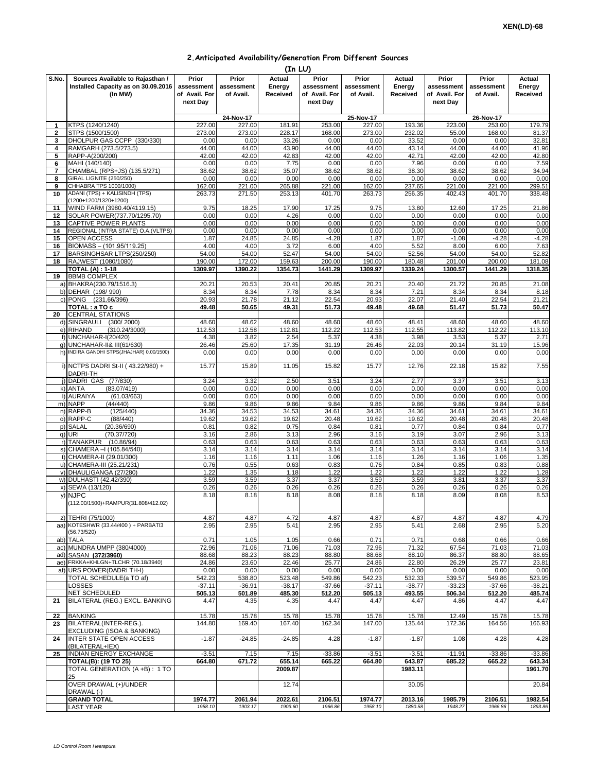**XEN(LD)-68**

## 2.Anticipated Availability/Generation From Different Sources

**(In LU)**

| S.No. | Sources Available to Rajasthan / Installed Capacity as on 30.09.2016 (In MW) | Prior assessment of Avail. For next Day | Prior assessment of Avail. | Actual Energy Received | Prior assessment of Avail. For next Day | Prior assessment of Avail. | Actual Energy Received | Prior assessment of Avail. For next Day | Prior assessment of Avail. | Actual Energy Received |
|---|---|---|---|---|---|---|---|---|---|---|
| | | | 24-Nov-17 | | | 25-Nov-17 | | | 26-Nov-17 | |
| 1 | KTPS (1240/1240) | 227.00 | 227.00 | 181.91 | 253.00 | 227.00 | 193.36 | 223.00 | 253.00 | 179.79 |
| 2 | STPS (1500/1500) | 273.00 | 273.00 | 228.17 | 168.00 | 273.00 | 232.02 | 55.00 | 168.00 | 81.37 |
| 3 | DHOLPUR GAS CCPP (330/330) | 0.00 | 0.00 | 33.26 | 0.00 | 0.00 | 33.52 | 0.00 | 0.00 | 32.81 |
| 4 | RAMGARH (273.5/273.5) | 44.00 | 44.00 | 43.90 | 44.00 | 44.00 | 43.14 | 44.00 | 44.00 | 41.96 |
| 5 | RAPP-A(200/200) | 42.00 | 42.00 | 42.83 | 42.00 | 42.00 | 42.71 | 42.00 | 42.00 | 42.80 |
| 6 | MAHI (140/140) | 0.00 | 0.00 | 7.75 | 0.00 | 0.00 | 7.96 | 0.00 | 0.00 | 7.59 |
| 7 | CHAMBAL (RPS+JS) (135.5/271) | 38.62 | 38.62 | 35.07 | 38.62 | 38.62 | 38.30 | 38.62 | 38.62 | 34.94 |
| 8 | GIRAL LIGNITE (250/250) | 0.00 | 0.00 | 0.00 | 0.00 | 0.00 | 0.00 | 0.00 | 0.00 | 0.00 |
| 9 | CHHABRA TPS 1000/1000) | 162.00 | 221.00 | 265.88 | 221.00 | 162.00 | 237.65 | 221.00 | 221.00 | 299.51 |
| 10 | ADANI (TPS) + KALISINDH (TPS) (1200+1200/1320+1200) | 263.73 | 271.50 | 253.13 | 401.70 | 263.73 | 256.35 | 402.43 | 401.70 | 338.48 |
| 11 | WIND FARM (3980.40/4119.15) | 9.75 | 18.25 | 17.90 | 17.25 | 9.75 | 13.80 | 12.60 | 17.25 | 21.86 |
| 12 | SOLAR POWER(737.70/1295.70) | 0.00 | 0.00 | 4.26 | 0.00 | 0.00 | 0.00 | 0.00 | 0.00 | 0.00 |
| 13 | CAPTIVE POWER PLANTS | 0.00 | 0.00 | 0.00 | 0.00 | 0.00 | 0.00 | 0.00 | 0.00 | 0.00 |
| 14 | REGIONAL (INTRA STATE) O.A.(VLTPS) | 0.00 | 0.00 | 0.00 | 0.00 | 0.00 | 0.00 | 0.00 | 0.00 | 0.00 |
| 15 | OPEN ACCESS | 1.87 | 24.85 | 24.85 | -4.28 | 1.87 | 1.87 | -1.08 | -4.28 | -4.28 |
| 16 | BIOMASS – (101.95/119.25) | 4.00 | 4.00 | 3.72 | 6.00 | 4.00 | 5.52 | 8.00 | 6.00 | 7.63 |
| 17 | BARSINGHSAR LTPS(250/250) | 54.00 | 54.00 | 52.47 | 54.00 | 54.00 | 52.56 | 54.00 | 54.00 | 52.82 |
| 18 | RAJWEST (1080/1080) | 190.00 | 172.00 | 159.63 | 200.00 | 190.00 | 180.48 | 201.00 | 200.00 | 181.08 |
| | **TOTAL (A) : 1-18** | **1309.97** | **1390.22** | **1354.73** | **1441.29** | **1309.97** | **1339.24** | **1300.57** | **1441.29** | **1318.35** |
| 19 | BBMB COMPLEX | | | | | | | | | |
| | a) BHAKRA(230.79/1516.3) | 20.21 | 20.53 | 20.41 | 20.85 | 20.21 | 20.40 | 21.72 | 20.85 | 21.08 |
| | b) DEHAR (198/ 990) | 8.34 | 8.34 | 7.78 | 8.34 | 8.34 | 7.21 | 8.34 | 8.34 | 8.18 |
| | c) PONG (231.66/396) | 20.93 | 21.78 | 21.12 | 22.54 | 20.93 | 22.07 | 21.40 | 22.54 | 21.21 |
| | **TOTAL : a TO c** | **49.48** | **50.65** | **49.31** | **51.73** | **49.48** | **49.68** | **51.47** | **51.73** | **50.47** |
| 20 | CENTRAL STATIONS | | | | | | | | | |
| | d) SINGRAULI (300/ 2000) | 48.60 | 48.62 | 48.60 | 48.60 | 48.60 | 48.41 | 48.60 | 48.60 | 48.60 |
| | e) RIHAND (310.24/3000) | 112.53 | 112.58 | 112.81 | 112.22 | 112.53 | 112.55 | 113.82 | 112.22 | 113.10 |
| | f) UNCHAHAR-I(20/420) | 4.38 | 3.82 | 2.54 | 5.37 | 4.38 | 3.98 | 3.53 | 5.37 | 2.71 |
| | g) UNCHAHAR-II& III(61/630) | 26.46 | 25.60 | 17.35 | 31.19 | 26.46 | 22.03 | 20.14 | 31.19 | 15.96 |
| | h) INDIRA GANDHI STPS(JHAJHAR) 0.00/1500) | 0.00 | 0.00 | 0.00 | 0.00 | 0.00 | 0.00 | 0.00 | 0.00 | 0.00 |
| | i) NCTPS DADRI St-II ( 43.22/980) + DADRI-TH | 15.77 | 15.89 | 11.05 | 15.82 | 15.77 | 12.76 | 22.18 | 15.82 | 7.55 |
| | j) DADRI GAS (77/830) | 3.24 | 3.32 | 2.50 | 3.51 | 3.24 | 2.77 | 3.37 | 3.51 | 3.13 |
| | k) ANTA (83.07/419) | 0.00 | 0.00 | 0.00 | 0.00 | 0.00 | 0.00 | 0.00 | 0.00 | 0.00 |
| | l) AURAIYA (61.03/663) | 0.00 | 0.00 | 0.00 | 0.00 | 0.00 | 0.00 | 0.00 | 0.00 | 0.00 |
| | m) NAPP (44/440) | 9.86 | 9.86 | 9.86 | 9.84 | 9.86 | 9.86 | 9.86 | 9.84 | 9.84 |
| | n) RAPP-B (125/440) | 34.36 | 34.53 | 34.53 | 34.61 | 34.36 | 34.36 | 34.61 | 34.61 | 34.61 |
| | o) RAPP-C (88/440) | 19.62 | 19.62 | 19.62 | 20.48 | 19.62 | 19.62 | 20.48 | 20.48 | 20.48 |
| | p) SALAL (20.36/690) | 0.81 | 0.82 | 0.75 | 0.84 | 0.81 | 0.77 | 0.84 | 0.84 | 0.77 |
| | q) URI (70.37/720) | 3.16 | 2.86 | 3.13 | 2.96 | 3.16 | 3.19 | 3.07 | 2.96 | 3.13 |
| | r) TANAKPUR (10.86/94) | 0.63 | 0.63 | 0.63 | 0.63 | 0.63 | 0.63 | 0.63 | 0.63 | 0.63 |
| | s) CHAMERA –I (105.84/540) | 3.14 | 3.14 | 3.14 | 3.14 | 3.14 | 3.14 | 3.14 | 3.14 | 3.14 |
| | t) CHAMERA-II (29.01/300) | 1.16 | 1.16 | 1.11 | 1.06 | 1.16 | 1.26 | 1.16 | 1.06 | 1.35 |
| | u) CHAMERA-III (25.21/231) | 0.76 | 0.55 | 0.63 | 0.83 | 0.76 | 0.84 | 0.85 | 0.83 | 0.88 |
| | v) DHAULIGANGA (27/280) | 1.22 | 1.35 | 1.18 | 1.22 | 1.22 | 1.22 | 1.22 | 1.22 | 1.28 |
| | w) DULHASTI (42.42/390) | 3.59 | 3.59 | 3.37 | 3.37 | 3.59 | 3.59 | 3.81 | 3.37 | 3.37 |
| | x) SEWA (13/120) | 0.26 | 0.26 | 0.26 | 0.26 | 0.26 | 0.26 | 0.26 | 0.26 | 0.26 |
| | y) NJPC (112.00/1500)+RAMPUR(31.808/412.02) | 8.18 | 8.18 | 8.18 | 8.08 | 8.18 | 8.18 | 8.09 | 8.08 | 8.53 |
| | z) TEHRI (75/1000) | 4.87 | 4.87 | 4.72 | 4.87 | 4.87 | 4.87 | 4.87 | 4.87 | 4.79 |
| | aa) KOTESHWR (33.44/400 ) + PARBATI3 (56.73/520) | 2.95 | 2.95 | 5.41 | 2.95 | 2.95 | 5.41 | 2.68 | 2.95 | 5.20 |
| | ab) TALA | 0.71 | 1.05 | 1.05 | 0.66 | 0.71 | 0.71 | 0.68 | 0.66 | 0.66 |
| | ac) MUNDRA UMPP (380/4000) | 72.96 | 71.06 | 71.06 | 71.03 | 72.96 | 71.32 | 67.54 | 71.03 | 71.03 |
| | ad) SASAN **(372/3960)** | 88.68 | 88.23 | 88.23 | 88.80 | 88.68 | 88.10 | 86.37 | 88.80 | 88.65 |
| | ae) FRKKA+KHLGN+TLCHR (70.18/3940) | 24.86 | 23.60 | 22.46 | 25.77 | 24.86 | 22.80 | 26.29 | 25.77 | 23.81 |
| | af) URS POWER(DADRI TH-I) | 0.00 | 0.00 | 0.00 | 0.00 | 0.00 | 0.00 | 0.00 | 0.00 | 0.00 |
| | TOTAL SCHEDULE(a TO af) | 542.23 | 538.80 | 523.48 | 549.86 | 542.23 | 532.33 | 539.57 | 549.86 | 523.95 |
| | LOSSES | -37.11 | -36.91 | -38.17 | -37.66 | -37.11 | -38.77 | -33.23 | -37.66 | -38.21 |
| | NET SCHEDULED | 505.13 | 501.89 | 485.30 | 512.20 | 505.13 | 493.55 | 506.34 | 512.20 | 485.74 |
| 21 | BILATERAL (REG.) EXCL. BANKING | 4.47 | 4.35 | 4.35 | 4.47 | 4.47 | 4.47 | 4.86 | 4.47 | 4.47 |
| 22 | BANKING | 15.78 | 15.78 | 15.78 | 15.78 | 15.78 | 15.78 | 12.49 | 15.78 | 15.78 |
| 23 | BILATERAL(INTER-REG.). EXCLUDING (ISOA & BANKING) | 144.80 | 169.40 | 167.40 | 162.34 | 147.00 | 135.44 | 172.36 | 164.56 | 166.93 |
| 24 | INTER STATE OPEN ACCESS (BILATERAL+IEX) | -1.87 | -24.85 | -24.85 | 4.28 | -1.87 | -1.87 | 1.08 | 4.28 | 4.28 |
| 25 | INDIAN ENERGY EXCHANGE | -3.51 | 7.15 | 7.15 | -33.86 | -3.51 | -3.51 | -11.91 | -33.86 | -33.86 |
| | **TOTAL(B): (19 TO 25)** | **664.80** | **671.72** | **655.14** | **665.22** | **664.80** | **643.87** | **685.22** | **665.22** | **643.34** |
| | TOTAL GENERATION (A +B) : 1 TO 25 | | | **2009.87** | | | **1983.11** | | | **1961.70** |
| | OVER DRAWAL (+)/UNDER DRAWAL (-) | | | 12.74 | | | 30.05 | | | 20.84 |
| | **GRAND TOTAL** | **1974.77** | **2061.94** | **2022.61** | **2106.51** | **1974.77** | **2013.16** | **1985.79** | **2106.51** | **1982.54** |
| | LAST YEAR | *1958.10* | *1903.17* | *1903.60* | *1966.86* | *1958.10* | *1880.58* | *1948.27* | *1966.86* | *1893.86* |

*LD Control Room Heerapura*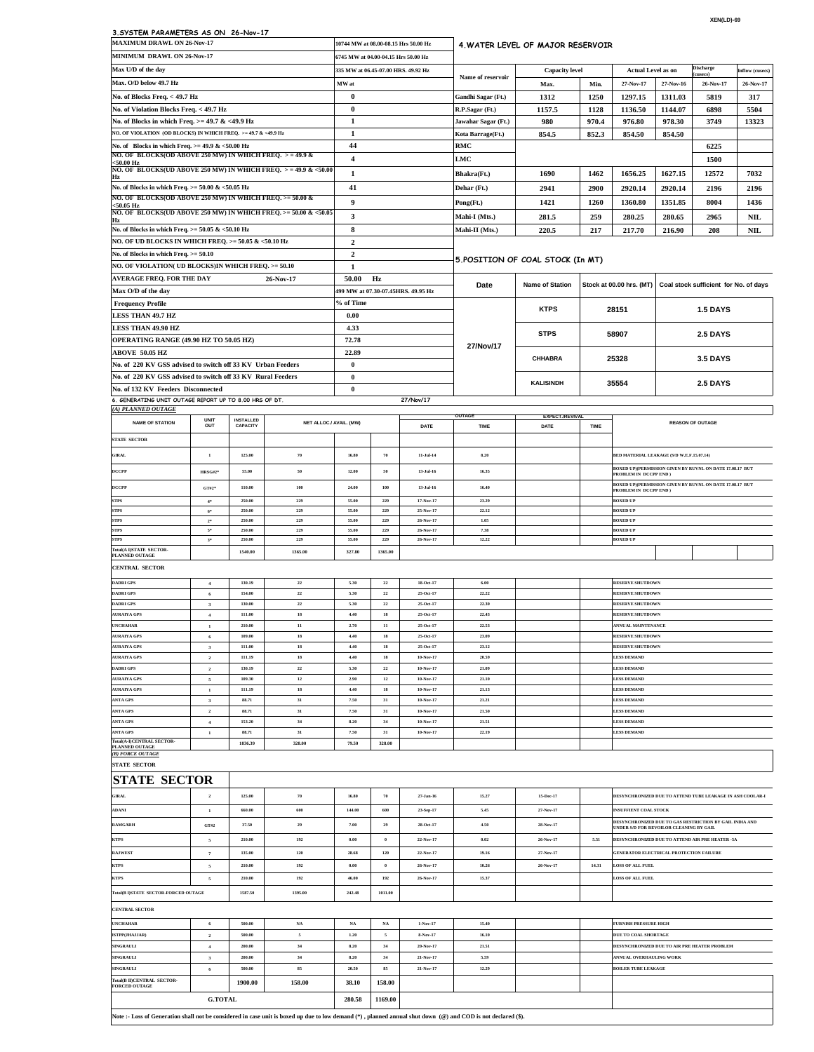XEN(LD)-69

### 3.SYSTEM PARAMETERS AS ON 26-Nov-17

| | | |
|---|---|---|
| MAXIMUM DRAWL ON 26-Nov-17 | | 10744 MW at 08.00-08.15 Hrs 50.00 Hz |
| MINIMUM DRAWL ON 26-Nov-17 | | 6745 MW at 04.00-04.15 Hrs 50.00 Hz |
| Max U/D of the day | | 335 MW at 06.45-07.00 HRS. 49.92 Hz |
| Max. O/D below 49.7 Hz | | MW at |
| No. of Blocks Freq. < 49.7 Hz | | 0 |
| No. of Violation Blocks Freq. < 49.7 Hz | | 0 |
| No. of Blocks in which Freq. >= 49.7 & <49.9 Hz | | 1 |
| NO. OF VIOLATION (OD BLOCKS) IN WHICH FREQ. >= 49.7 & <49.9 Hz | | 1 |
| No. of Blocks in which Freq. >= 49.9 & <50.00 Hz | | 44 |
| NO. OF BLOCKS(OD ABOVE 250 MW) IN WHICH FREQ. > = 49.9 & <50.00 Hz | | 4 |
| NO. OF BLOCKS(UD ABOVE 250 MW) IN WHICH FREQ. > = 49.9 & <50.00 Hz | | 1 |
| No. of Blocks in which Freq. >= 50.00 & <50.05 Hz | | 41 |
| NO. OF BLOCKS(OD ABOVE 250 MW) IN WHICH FREQ. >= 50.00 & <50.05 Hz | | 9 |
| NO. OF BLOCKS(UD ABOVE 250 MW) IN WHICH FREQ. >= 50.00 & <50.05 Hz | | 3 |
| No. of Blocks in which Freq. >= 50.05 & <50.10 Hz | | 8 |
| NO. OF UD BLOCKS IN WHICH FREQ. >= 50.05 & <50.10 Hz | | 2 |
| No. of Blocks in which Freq. >= 50.10 | | 2 |
| NO. OF VIOLATION( UD BLOCKS)IN WHICH FREQ. >= 50.10 | | 1 |
| AVERAGE FREQ. FOR THE DAY | 26-Nov-17 | 50.00 Hz |
| Max O/D of the day | | 499 MW at 07.30-07.45HRS. 49.95 Hz |
| Frequency Profile | | % of Time |
| LESS THAN 49.7 HZ | | 0.00 |
| LESS THAN 49.90 HZ | | 4.33 |
| OPERATING RANGE (49.90 HZ TO 50.05 HZ) | | 72.78 |
| ABOVE 50.05 HZ | | 22.89 |
| No. of 220 KV GSS advised to switch off 33 KV Urban Feeders | | 0 |
| No. of 220 KV GSS advised to switch off 33 KV Rural Feeders | | 0 |
| No. of 132 KV Feeders Disconnected | | 0 |

### 4.WATER LEVEL OF MAJOR RESERVOIR

| Name of reservoir | Capacity level | | Actual Level as on | | Discharge (cusecs) | Inflow (cusecs) |
|---|---|---|---|---|---|---|
| | Max. | Min. | 27-Nov-17 | 27-Nov-16 | 26-Nov-17 | 26-Nov-17 |
| Gandhi Sagar (Ft.) | 1312 | 1250 | 1297.15 | 1311.03 | 5819 | 317 |
| R.P.Sagar (Ft.) | 1157.5 | 1128 | 1136.50 | 1144.07 | 6898 | 5504 |
| Jawahar Sagar (Ft.) | 980 | 970.4 | 976.80 | 978.30 | 3749 | 13323 |
| Kota Barrage(Ft.) | 854.5 | 852.3 | 854.50 | 854.50 | | |
| RMC | | | | | 6225 | |
| LMC | | | | | 1500 | |
| Bhakra(Ft.) | 1690 | 1462 | 1656.25 | 1627.15 | 12572 | 7032 |
| Dehar (Ft.) | 2941 | 2900 | 2920.14 | 2920.14 | 2196 | 2196 |
| Pong(Ft.) | 1421 | 1260 | 1360.80 | 1351.85 | 8004 | 1436 |
| Mahi-I (Mts.) | 281.5 | 259 | 280.25 | 280.65 | 2965 | NIL |
| Mahi-II (Mts.) | 220.5 | 217 | 217.70 | 216.90 | 208 | NIL |

### 5.POSITION OF COAL STOCK (In MT)

| Date | Name of Station | Stock at 00.00 hrs. (MT) | Coal stock sufficient for No. of days |
|---|---|---|---|
| 27/Nov/17 | KTPS | 28151 | 1.5 DAYS |
| | STPS | 58907 | 2.5 DAYS |
| | CHHABRA | 25328 | 3.5 DAYS |
| | KALISINDH | 35554 | 2.5 DAYS |

### 6. GENERATING UNIT OUTAGE REPORT UP TO 8.00 HRS OF DT. 27/Nov/17

*(A) PLANNED OUTAGE*

| NAME OF STATION | UNIT OUT | INSTALLED CAPACITY | NET ALLOC./ AVAIL. (MW) | | | OUTAGE DATE | OUTAGE TIME | EXPECT./REVIVAL DATE | EXPECT./REVIVAL TIME | REASON OF OUTAGE |
|---|---|---|---|---|---|---|---|---|---|---|
| **STATE SECTOR** | | | | | | | | | | |
| GIRAL | 1 | 125.00 | 70 | 16.80 | 70 | 11-Jul-14 | 8.20 | | | BED MATERIAL LEAKAGE (S/D W.E.F.15.07.14) |
| DCCPP | HRSG#2* | 55.00 | 50 | 12.00 | 50 | 13-Jul-16 | 16.35 | | | BOXED UP(PERMISSION GIVEN BY RUVNL ON DATE 17.08.17 BUT PROBLEM IN DCCPP END ) |
| DCCPP | GT#2* | 110.00 | 100 | 24.00 | 100 | 13-Jul-16 | 16.40 | | | BOXED UP(PERMISSION GIVEN BY RUVNL ON DATE 17.08.17 BUT PROBLEM IN DCCPP END ) |
| STPS | 4* | 250.00 | 229 | 55.00 | 229 | 17-Nov-17 | 23.29 | | | BOXED UP |
| STPS | 6* | 250.00 | 229 | 55.00 | 229 | 25-Nov-17 | 22.12 | | | BOXED UP |
| STPS | 2* | 250.00 | 229 | 55.00 | 229 | 26-Nov-17 | 1.05 | | | BOXED UP |
| STPS | 5* | 250.00 | 229 | 55.00 | 229 | 26-Nov-17 | 7.38 | | | BOXED UP |
| STPS | 3* | 250.00 | 229 | 55.00 | 229 | 26-Nov-17 | 12.22 | | | BOXED UP |
| Total(A I)STATE SECTOR-PLANNED OUTAGE | | 1540.00 | 1365.00 | 327.80 | 1365.00 | | | | | |
| **CENTRAL SECTOR** | | | | | | | | | | |
| DADRI GPS | 4 | 130.19 | 22 | 5.30 | 22 | 18-Oct-17 | 6.00 | | | RESERVE SHUTDOWN |
| DADRI GPS | 6 | 154.00 | 22 | 5.30 | 22 | 25-Oct-17 | 22.22 | | | RESERVE SHUTDOWN |
| DADRI GPS | 3 | 130.00 | 22 | 5.30 | 22 | 25-Oct-17 | 22.30 | | | RESERVE SHUTDOWN |
| AURAIYA GPS | 4 | 111.00 | 18 | 4.40 | 18 | 25-Oct-17 | 22.43 | | | RESERVE SHUTDOWN |
| UNCHAHAR | 1 | 210.00 | 11 | 2.70 | 11 | 25-Oct-17 | 22.53 | | | ANNUAL MAINTENANCE |
| AURAIYA GPS | 6 | 109.00 | 18 | 4.40 | 18 | 25-Oct-17 | 23.09 | | | RESERVE SHUTDOWN |
| AURAIYA GPS | 3 | 111.00 | 18 | 4.40 | 18 | 25-Oct-17 | 23.12 | | | RESERVE SHUTDOWN |
| AURAIYA GPS | 2 | 111.19 | 18 | 4.40 | 18 | 10-Nov-17 | 20.59 | | | LESS DEMAND |
| DADRI GPS | 2 | 130.19 | 22 | 5.30 | 22 | 10-Nov-17 | 21.09 | | | LESS DEMAND |
| AURAIYA GPS | 5 | 109.30 | 12 | 2.90 | 12 | 10-Nov-17 | 21.10 | | | LESS DEMAND |
| AURAIYA GPS | 1 | 111.19 | 18 | 4.40 | 18 | 10-Nov-17 | 21.13 | | | LESS DEMAND |
| ANTA GPS | 3 | 88.71 | 31 | 7.50 | 31 | 10-Nov-17 | 21.21 | | | LESS DEMAND |
| ANTA GPS | 2 | 88.71 | 31 | 7.50 | 31 | 10-Nov-17 | 21.50 | | | LESS DEMAND |
| ANTA GPS | 4 | 153.20 | 34 | 8.20 | 34 | 10-Nov-17 | 21.51 | | | LESS DEMAND |
| ANTA GPS | 1 | 88.71 | 31 | 7.50 | 31 | 10-Nov-17 | 22.19 | | | LESS DEMAND |
| Total(A-I)CENTRAL SECTOR-PLANNED OUTAGE | | 1836.39 | 328.00 | 79.50 | 328.00 | | | | | |

*(B) FORCE OUTAGE*

| NAME OF STATION | UNIT OUT | INSTALLED CAPACITY | NET ALLOC./ AVAIL. (MW) | | | OUTAGE DATE | OUTAGE TIME | EXPECT./REVIVAL DATE | EXPECT./REVIVAL TIME | REASON OF OUTAGE |
|---|---|---|---|---|---|---|---|---|---|---|
| **STATE SECTOR** | | | | | | | | | | |
| GIRAL | 2 | 125.00 | 70 | 16.80 | 70 | 27-Jan-16 | 15.27 | 15-Dec-17 | | DESYNCHRONIZED DUE TO ATTEND TUBE LEAKAGE IN ASH COOLAR-I |
| ADANI | 1 | 660.00 | 600 | 144.00 | 600 | 23-Sep-17 | 5.45 | 27-Nov-17 | | INSUFFIENT COAL STOCK |
| RAMGARH | GT#2 | 37.50 | 29 | 7.00 | 29 | 28-Oct-17 | 4.50 | 28-Nov-17 | | DESYNCHRONIZED DUE TO GAS RESTRICTION BY GAIL INDIA AND UNDER S/D FOR REVOILOR CLEANING BY GAIL |
| KTPS | 5 | 210.00 | 192 | 0.00 | 0 | 22-Nov-17 | 0.02 | 26-Nov-17 | 5.51 | DESYNCHRONIZED DUE TO ATTEND AIR PRE HEATER -5A |
| RAJWEST | 7 | 135.00 | 120 | 28.68 | 120 | 22-Nov-17 | 19.16 | 27-Nov-17 | | GENERATOR ELECTRICAL PROTECTION FAILURE |
| KTPS | 5 | 210.00 | 192 | 0.00 | 0 | 26-Nov-17 | 10.26 | 26-Nov-17 | 14.11 | LOSS OF ALL FUEL |
| KTPS | 5 | 210.00 | 192 | 46.00 | 192 | 26-Nov-17 | 15.37 | | | LOSS OF ALL FUEL |
| Total(B I)STATE SECTOR-FORCED OUTAGE | | 1587.50 | 1395.00 | 242.48 | 1011.00 | | | | | |
| **CENTRAL SECTOR** | | | | | | | | | | |
| UNCHAHAR | 6 | 500.00 | NA | NA | NA | 1-Nov-17 | 15.40 | | | FURNISH PRESSURE HIGH |
| ISTPP(JHAJJAR) | 2 | 500.00 | 5 | 1.20 | 5 | 8-Nov-17 | 16.10 | | | DUE TO COAL SHORTAGE |
| SINGRAULI | 4 | 200.00 | 34 | 8.20 | 34 | 20-Nov-17 | 21.51 | | | DESYNCHRONIZED DUE TO AIR PRE HEATER PROBLEM |
| SINGRAULI | 3 | 200.00 | 34 | 8.20 | 34 | 21-Nov-17 | 5.59 | | | ANNUAL OVERHAULING WORK |
| SINGRAULI | 6 | 500.00 | 85 | 20.50 | 85 | 21-Nov-17 | 12.29 | | | BOILER TUBE LEAKAGE |
| Total(B II)CENTRAL SECTOR-FORCED OUTAGE | | 1900.00 | 158.00 | 38.10 | 158.00 | | | | | |
| G.TOTAL | | | | 280.58 | 1169.00 | | | | | |

Note :- Loss of Generation shall not be considered in case unit is boxed up due to low demand (*) , planned annual shut down (@) and COD is not declared ($).